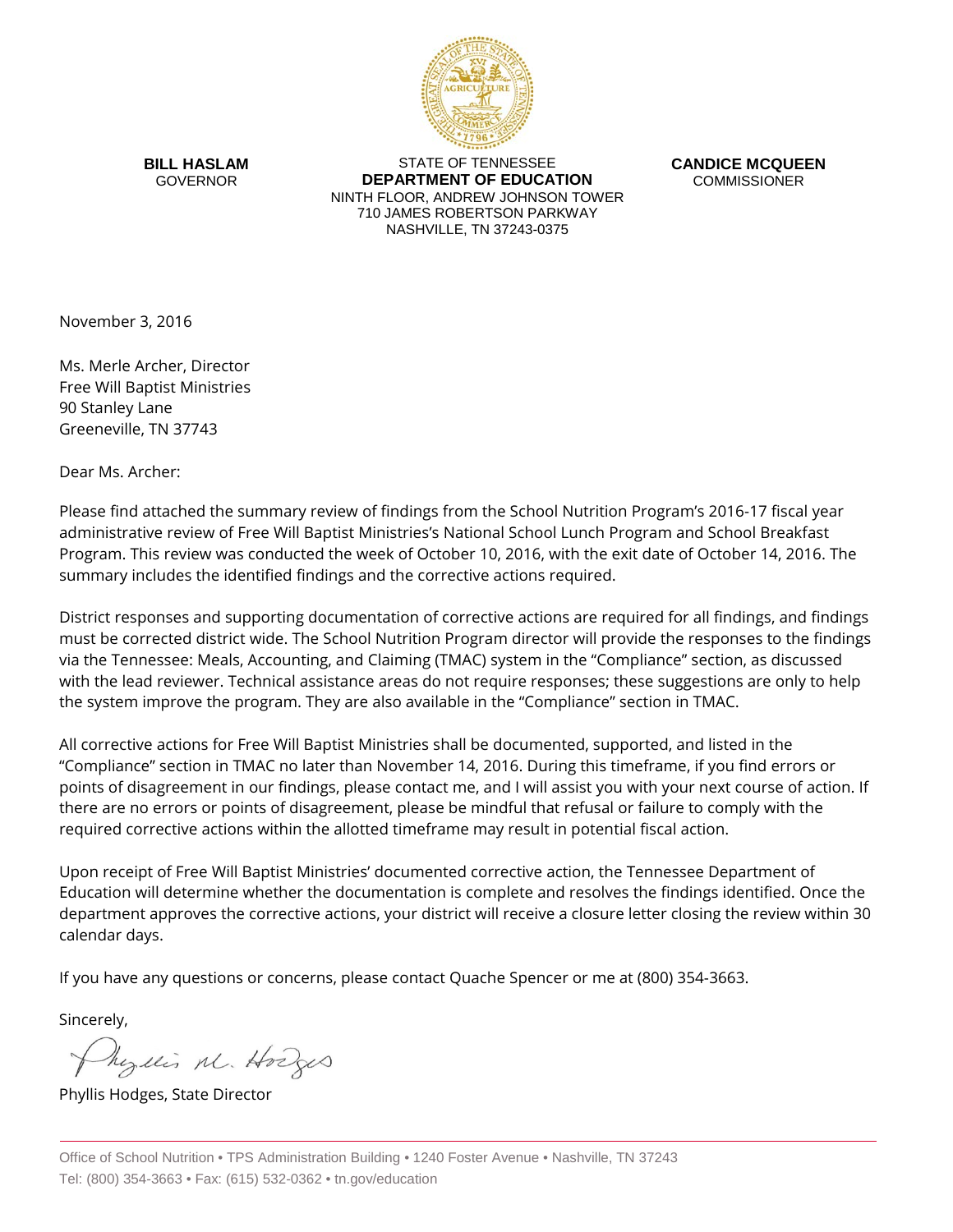**BILL HASLAM**
GOVERNOR

STATE OF TENNESSEE
**DEPARTMENT OF EDUCATION**
NINTH FLOOR, ANDREW JOHNSON TOWER
710 JAMES ROBERTSON PARKWAY
NASHVILLE, TN 37243-0375

**CANDICE MCQUEEN**
COMMISSIONER

November 3, 2016

Ms. Merle Archer, Director
Free Will Baptist Ministries
90 Stanley Lane
Greeneville, TN 37743

Dear Ms. Archer:

Please find attached the summary review of findings from the School Nutrition Program's 2016-17 fiscal year administrative review of Free Will Baptist Ministries's National School Lunch Program and School Breakfast Program. This review was conducted the week of October 10, 2016, with the exit date of October 14, 2016. The summary includes the identified findings and the corrective actions required.

District responses and supporting documentation of corrective actions are required for all findings, and findings must be corrected district wide. The School Nutrition Program director will provide the responses to the findings via the Tennessee: Meals, Accounting, and Claiming (TMAC) system in the "Compliance" section, as discussed with the lead reviewer. Technical assistance areas do not require responses; these suggestions are only to help the system improve the program. They are also available in the "Compliance" section in TMAC.

All corrective actions for Free Will Baptist Ministries shall be documented, supported, and listed in the "Compliance" section in TMAC no later than November 14, 2016. During this timeframe, if you find errors or points of disagreement in our findings, please contact me, and I will assist you with your next course of action. If there are no errors or points of disagreement, please be mindful that refusal or failure to comply with the required corrective actions within the allotted timeframe may result in potential fiscal action.

Upon receipt of Free Will Baptist Ministries' documented corrective action, the Tennessee Department of Education will determine whether the documentation is complete and resolves the findings identified. Once the department approves the corrective actions, your district will receive a closure letter closing the review within 30 calendar days.

If you have any questions or concerns, please contact Quache Spencer or me at (800) 354-3663.

Sincerely,

Phyllis M. Hodges

Phyllis Hodges, State Director

Office of School Nutrition • TPS Administration Building • 1240 Foster Avenue • Nashville, TN 37243
Tel: (800) 354-3663 • Fax: (615) 532-0362 • tn.gov/education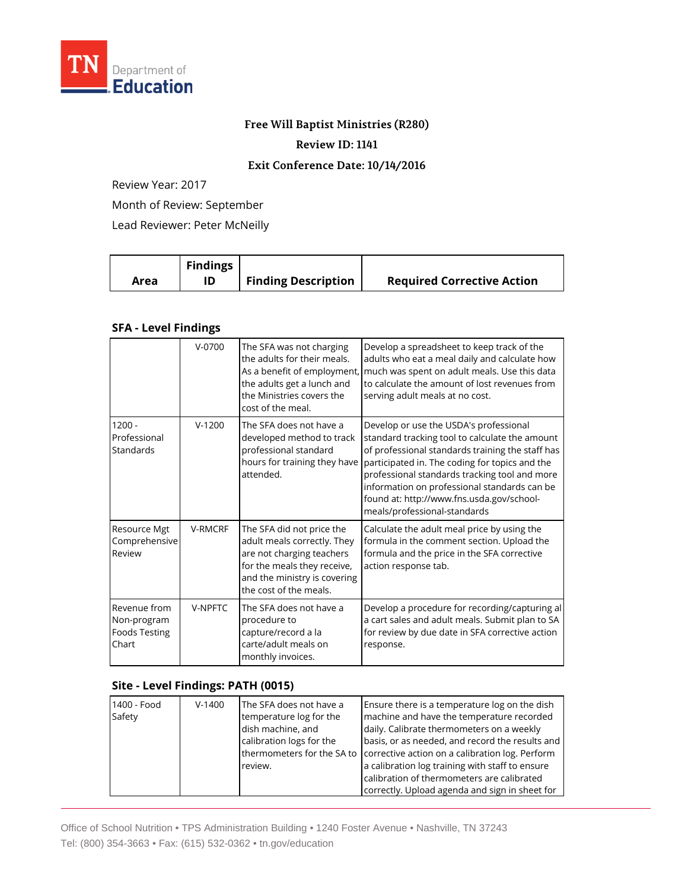**Free Will Baptist Ministries (R280)**

**Review ID: 1141**

**Exit Conference Date: 10/14/2016**

Review Year: 2017

Month of Review: September

Lead Reviewer: Peter McNeilly

| Area | Findings ID | Finding Description | Required Corrective Action |
|---|---|---|---|

### SFA - Level Findings

| Area | Findings ID | Finding Description | Required Corrective Action |
|---|---|---|---|
| | V-0700 | The SFA was not charging the adults for their meals. As a benefit of employment, the adults get a lunch and the Ministries covers the cost of the meal. | Develop a spreadsheet to keep track of the adults who eat a meal daily and calculate how much was spent on adult meals. Use this data to calculate the amount of lost revenues from serving adult meals at no cost. |
| 1200 - Professional Standards | V-1200 | The SFA does not have a developed method to track professional standard hours for training they have attended. | Develop or use the USDA's professional standard tracking tool to calculate the amount of professional standards training the staff has participated in. The coding for topics and the professional standards tracking tool and more information on professional standards can be found at: http://www.fns.usda.gov/school-meals/professional-standards |
| Resource Mgt Comprehensive Review | V-RMCRF | The SFA did not price the adult meals correctly. They are not charging teachers for the meals they receive, and the ministry is covering the cost of the meals. | Calculate the adult meal price by using the formula in the comment section. Upload the formula and the price in the SFA corrective action response tab. |
| Revenue from Non-program Foods Testing Chart | V-NPFTC | The SFA does not have a procedure to capture/record a la carte/adult meals on monthly invoices. | Develop a procedure for recording/capturing al a cart sales and adult meals. Submit plan to SA for review by due date in SFA corrective action response. |

### Site - Level Findings: PATH (0015)

| Area | Findings ID | Finding Description | Required Corrective Action |
|---|---|---|---|
| 1400 - Food Safety | V-1400 | The SFA does not have a temperature log for the dish machine, and calibration logs for the thermometers for the SA to review. | Ensure there is a temperature log on the dish machine and have the temperature recorded daily. Calibrate thermometers on a weekly basis, or as needed, and record the results and corrective action on a calibration log. Perform a calibration log training with staff to ensure calibration of thermometers are calibrated correctly. Upload agenda and sign in sheet for |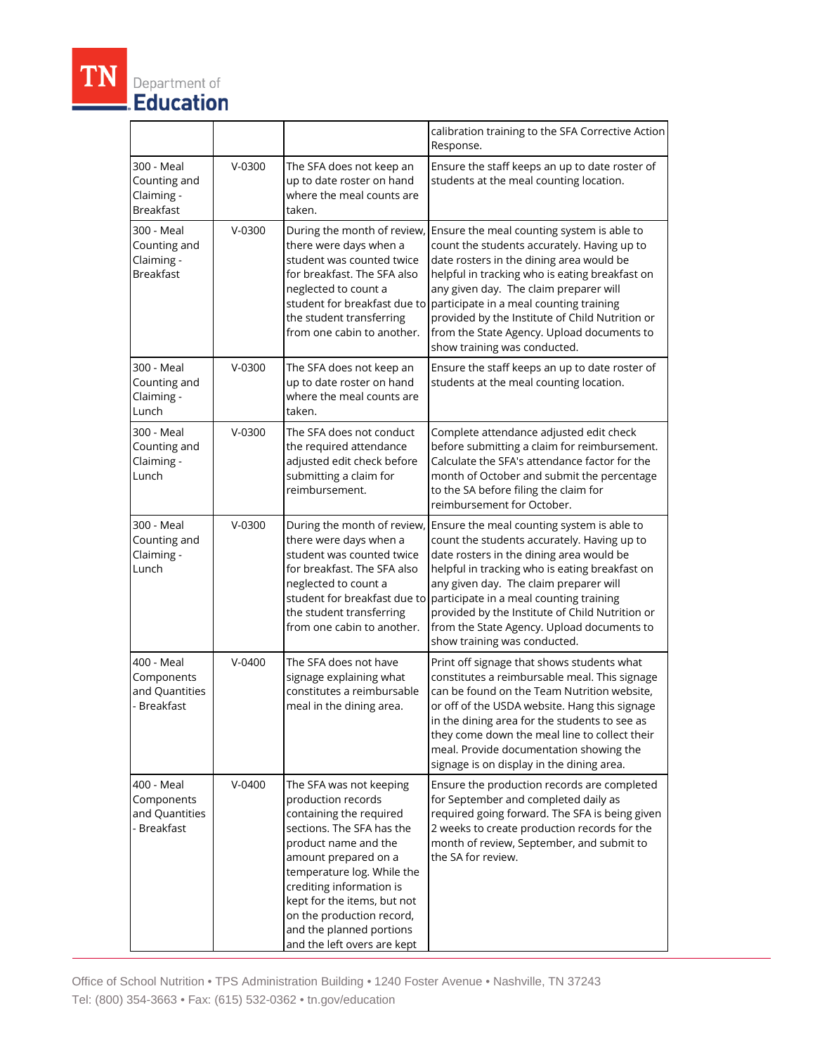| | | | |
|---|---|---|---|
| | | | calibration training to the SFA Corrective Action Response. |
| 300 - Meal Counting and Claiming - Breakfast | V-0300 | The SFA does not keep an up to date roster on hand where the meal counts are taken. | Ensure the staff keeps an up to date roster of students at the meal counting location. |
| 300 - Meal Counting and Claiming - Breakfast | V-0300 | During the month of review, there were days when a student was counted twice for breakfast. The SFA also neglected to count a student for breakfast due to the student transferring from one cabin to another. | Ensure the meal counting system is able to count the students accurately. Having up to date rosters in the dining area would be helpful in tracking who is eating breakfast on any given day. The claim preparer will participate in a meal counting training provided by the Institute of Child Nutrition or from the State Agency. Upload documents to show training was conducted. |
| 300 - Meal Counting and Claiming - Lunch | V-0300 | The SFA does not keep an up to date roster on hand where the meal counts are taken. | Ensure the staff keeps an up to date roster of students at the meal counting location. |
| 300 - Meal Counting and Claiming - Lunch | V-0300 | The SFA does not conduct the required attendance adjusted edit check before submitting a claim for reimbursement. | Complete attendance adjusted edit check before submitting a claim for reimbursement. Calculate the SFA's attendance factor for the month of October and submit the percentage to the SA before filing the claim for reimbursement for October. |
| 300 - Meal Counting and Claiming - Lunch | V-0300 | During the month of review, there were days when a student was counted twice for breakfast. The SFA also neglected to count a student for breakfast due to the student transferring from one cabin to another. | Ensure the meal counting system is able to count the students accurately. Having up to date rosters in the dining area would be helpful in tracking who is eating breakfast on any given day. The claim preparer will participate in a meal counting training provided by the Institute of Child Nutrition or from the State Agency. Upload documents to show training was conducted. |
| 400 - Meal Components and Quantities - Breakfast | V-0400 | The SFA does not have signage explaining what constitutes a reimbursable meal in the dining area. | Print off signage that shows students what constitutes a reimbursable meal. This signage can be found on the Team Nutrition website, or off of the USDA website. Hang this signage in the dining area for the students to see as they come down the meal line to collect their meal. Provide documentation showing the signage is on display in the dining area. |
| 400 - Meal Components and Quantities - Breakfast | V-0400 | The SFA was not keeping production records containing the required sections. The SFA has the product name and the amount prepared on a temperature log. While the crediting information is kept for the items, but not on the production record, and the planned portions and the left overs are kept | Ensure the production records are completed for September and completed daily as required going forward. The SFA is being given 2 weeks to create production records for the month of review, September, and submit to the SA for review. |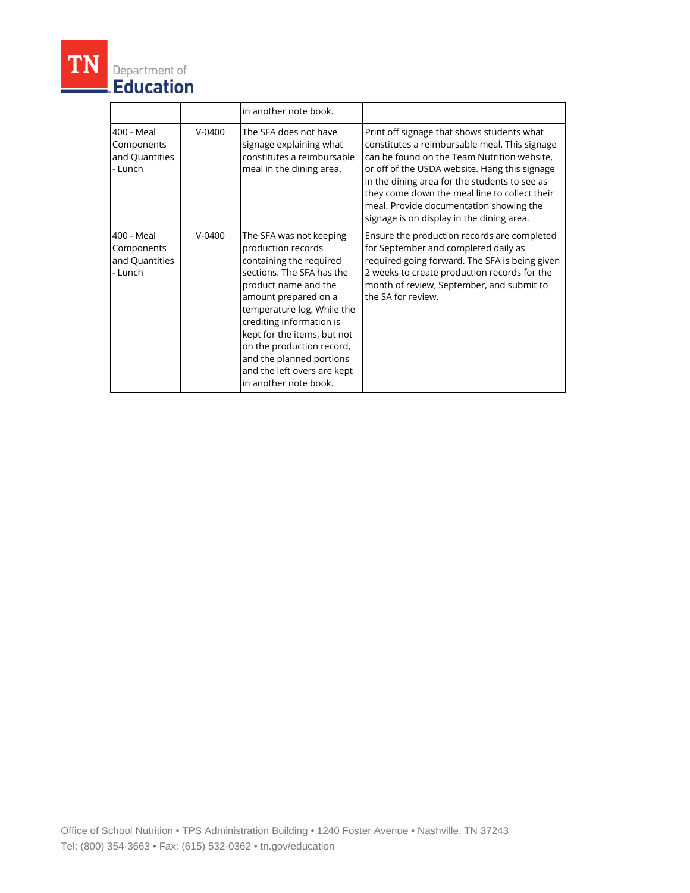| | | | |
|---|---|---|---|
| | | in another note book. | |
| 400 - Meal Components and Quantities - Lunch | V-0400 | The SFA does not have signage explaining what constitutes a reimbursable meal in the dining area. | Print off signage that shows students what constitutes a reimbursable meal. This signage can be found on the Team Nutrition website, or off of the USDA website. Hang this signage in the dining area for the students to see as they come down the meal line to collect their meal. Provide documentation showing the signage is on display in the dining area. |
| 400 - Meal Components and Quantities - Lunch | V-0400 | The SFA was not keeping production records containing the required sections. The SFA has the product name and the amount prepared on a temperature log. While the crediting information is kept for the items, but not on the production record, and the planned portions and the left overs are kept in another note book. | Ensure the production records are completed for September and completed daily as required going forward. The SFA is being given 2 weeks to create production records for the month of review, September, and submit to the SA for review. |